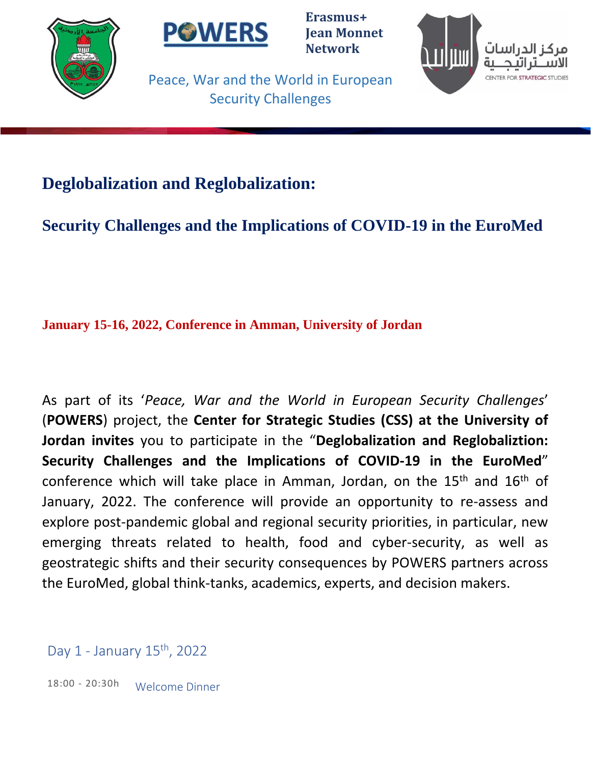Erasmus+
Jean Monnet
Network

Peace, War and the World in European Security Challenges

مركز الدراسات الاستراتيجية
CENTER FOR STRATEGIC STUDIES

# Deglobalization and Reglobalization:

## Security Challenges and the Implications of COVID-19 in the EuroMed

**January 15-16, 2022, Conference in Amman, University of Jordan**

As part of its '*Peace, War and the World in European Security Challenges*' (**POWERS**) project, the **Center for Strategic Studies (CSS) at the University of Jordan invites** you to participate in the "**Deglobalization and Reglobaliztion: Security Challenges and the Implications of COVID-19 in the EuroMed**" conference which will take place in Amman, Jordan, on the 15th and 16th of January, 2022. The conference will provide an opportunity to re-assess and explore post-pandemic global and regional security priorities, in particular, new emerging threats related to health, food and cyber-security, as well as geostrategic shifts and their security consequences by POWERS partners across the EuroMed, global think-tanks, academics, experts, and decision makers.

### Day 1 - January 15th, 2022

18:00 - 20:30h Welcome Dinner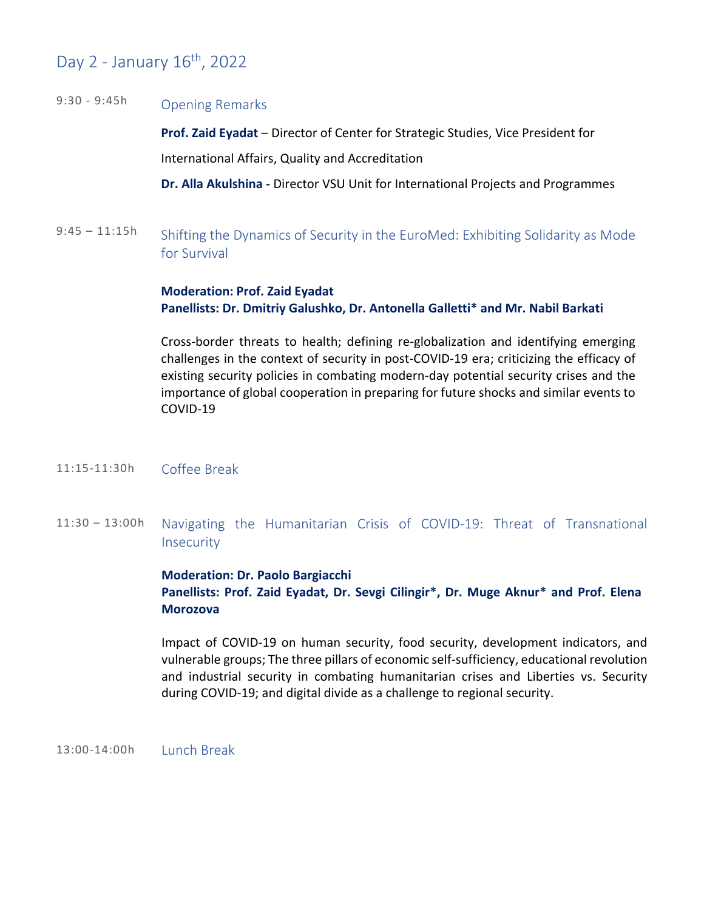## Day 2 - January 16th, 2022

9:30 - 9:45h **Opening Remarks**

**Prof. Zaid Eyadat** – Director of Center for Strategic Studies, Vice President for International Affairs, Quality and Accreditation

**Dr. Alla Akulshina -** Director VSU Unit for International Projects and Programmes

9:45 – 11:15h **Shifting the Dynamics of Security in the EuroMed: Exhibiting Solidarity as Mode for Survival**

**Moderation: Prof. Zaid Eyadat**
**Panellists: Dr. Dmitriy Galushko, Dr. Antonella Galletti* and Mr. Nabil Barkati**

Cross-border threats to health; defining re-globalization and identifying emerging challenges in the context of security in post-COVID-19 era; criticizing the efficacy of existing security policies in combating modern-day potential security crises and the importance of global cooperation in preparing for future shocks and similar events to COVID-19

11:15-11:30h **Coffee Break**

11:30 – 13:00h **Navigating the Humanitarian Crisis of COVID-19: Threat of Transnational Insecurity**

**Moderation: Dr. Paolo Bargiacchi**
**Panellists: Prof. Zaid Eyadat, Dr. Sevgi Cilingir*, Dr. Muge Aknur* and Prof. Elena Morozova**

Impact of COVID-19 on human security, food security, development indicators, and vulnerable groups; The three pillars of economic self-sufficiency, educational revolution and industrial security in combating humanitarian crises and Liberties vs. Security during COVID-19; and digital divide as a challenge to regional security.

13:00-14:00h **Lunch Break**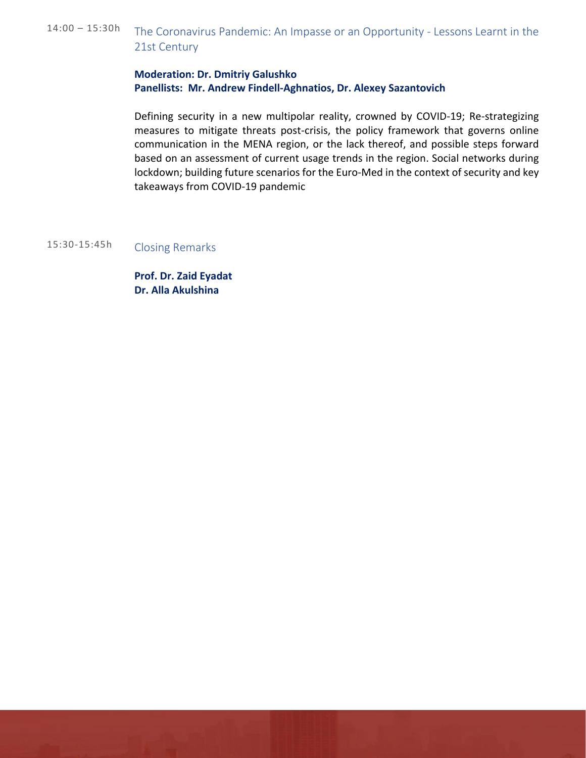14:00 – 15:30h The Coronavirus Pandemic: An Impasse or an Opportunity - Lessons Learnt in the 21st Century

**Moderation: Dr. Dmitriy Galushko**
**Panellists: Mr. Andrew Findell-Aghnatios, Dr. Alexey Sazantovich**

Defining security in a new multipolar reality, crowned by COVID-19; Re-strategizing measures to mitigate threats post-crisis, the policy framework that governs online communication in the MENA region, or the lack thereof, and possible steps forward based on an assessment of current usage trends in the region. Social networks during lockdown; building future scenarios for the Euro-Med in the context of security and key takeaways from COVID-19 pandemic

15:30-15:45h Closing Remarks

**Prof. Dr. Zaid Eyadat**
**Dr. Alla Akulshina**